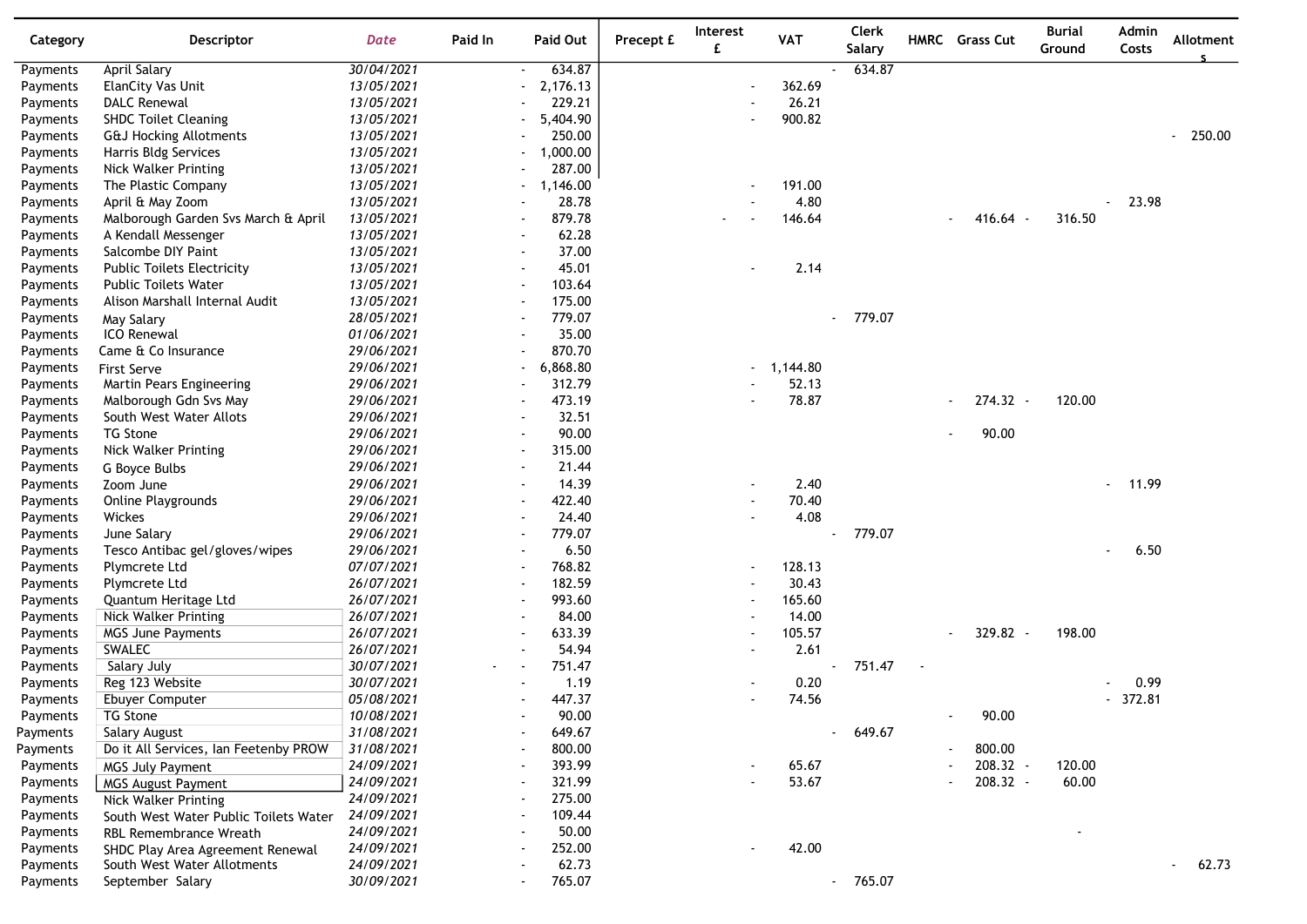| Category | Descriptor | Date | Paid In | Paid Out | Precept £ | Interest £ | VAT | Clerk Salary | HMRC | Grass Cut | Burial Ground | Admin Costs | Allotments |
|---|---|---|---|---|---|---|---|---|---|---|---|---|---|
| Payments | April Salary | 30/04/2021 | | - 634.87 | | | | - 634.87 | | | | | |
| Payments | ElanCity Vas Unit | 13/05/2021 | | - 2,176.13 | | | - 362.69 | | | | | | |
| Payments | DALC Renewal | 13/05/2021 | | - 229.21 | | | - 26.21 | | | | | | |
| Payments | SHDC Toilet Cleaning | 13/05/2021 | | - 5,404.90 | | | - 900.82 | | | | | | |
| Payments | G&J Hocking Allotments | 13/05/2021 | | - 250.00 | | | | | | | | | - 250.00 |
| Payments | Harris Bldg Services | 13/05/2021 | | - 1,000.00 | | | | | | | | | |
| Payments | Nick Walker Printing | 13/05/2021 | | - 287.00 | | | | | | | | | |
| Payments | The Plastic Company | 13/05/2021 | | - 1,146.00 | | | - 191.00 | | | | | | |
| Payments | April & May Zoom | 13/05/2021 | | - 28.78 | | | - 4.80 | | | | | - 23.98 | |
| Payments | Malborough Garden Svs March & April | 13/05/2021 | | - 879.78 | | - | - 146.64 | | | - 416.64 | - 316.50 | | |
| Payments | A Kendall Messenger | 13/05/2021 | | - 62.28 | | | | | | | | | |
| Payments | Salcombe DIY Paint | 13/05/2021 | | - 37.00 | | | | | | | | | |
| Payments | Public Toilets Electricity | 13/05/2021 | | - 45.01 | | | - 2.14 | | | | | | |
| Payments | Public Toilets Water | 13/05/2021 | | - 103.64 | | | | | | | | | |
| Payments | Alison Marshall Internal Audit | 13/05/2021 | | - 175.00 | | | | | | | | | |
| Payments | May Salary | 28/05/2021 | | - 779.07 | | | | - 779.07 | | | | | |
| Payments | ICO Renewal | 01/06/2021 | | - 35.00 | | | | | | | | | |
| Payments | Came & Co Insurance | 29/06/2021 | | - 870.70 | | | | | | | | | |
| Payments | First Serve | 29/06/2021 | | - 6,868.80 | | | - 1,144.80 | | | | | | |
| Payments | Martin Pears Engineering | 29/06/2021 | | - 312.79 | | | - 52.13 | | | | | | |
| Payments | Malborough Gdn Svs May | 29/06/2021 | | - 473.19 | | | - 78.87 | | | - 274.32 | - 120.00 | | |
| Payments | South West Water Allots | 29/06/2021 | | - 32.51 | | | | | | | | | |
| Payments | TG Stone | 29/06/2021 | | - 90.00 | | | | | | - 90.00 | | | |
| Payments | Nick Walker Printing | 29/06/2021 | | - 315.00 | | | | | | | | | |
| Payments | G Boyce Bulbs | 29/06/2021 | | - 21.44 | | | | | | | | | |
| Payments | Zoom June | 29/06/2021 | | - 14.39 | | | - 2.40 | | | | | - 11.99 | |
| Payments | Online Playgrounds | 29/06/2021 | | - 422.40 | | | - 70.40 | | | | | | |
| Payments | Wickes | 29/06/2021 | | - 24.40 | | | - 4.08 | | | | | | |
| Payments | June Salary | 29/06/2021 | | - 779.07 | | | | - 779.07 | | | | | |
| Payments | Tesco Antibac gel/gloves/wipes | 29/06/2021 | | - 6.50 | | | | | | | | - 6.50 | |
| Payments | Plymcrete Ltd | 07/07/2021 | | - 768.82 | | | - 128.13 | | | | | | |
| Payments | Plymcrete Ltd | 26/07/2021 | | - 182.59 | | | - 30.43 | | | | | | |
| Payments | Quantum Heritage Ltd | 26/07/2021 | | - 993.60 | | | - 165.60 | | | | | | |
| Payments | Nick Walker Printing | 26/07/2021 | | - 84.00 | | | - 14.00 | | | | | | |
| Payments | MGS June Payments | 26/07/2021 | | - 633.39 | | | - 105.57 | | | - 329.82 | - 198.00 | | |
| Payments | SWALEC | 26/07/2021 | | - 54.94 | | | - 2.61 | | | | | | |
| Payments | Salary July | 30/07/2021 | - | - 751.47 | | | | - 751.47 | - | | | | |
| Payments | Reg 123 Website | 30/07/2021 | | - 1.19 | | | - 0.20 | | | | | - 0.99 | |
| Payments | Ebuyer Computer | 05/08/2021 | | - 447.37 | | | - 74.56 | | | | | - 372.81 | |
| Payments | TG Stone | 10/08/2021 | | - 90.00 | | | | | | - 90.00 | | | |
| Payments | Salary August | 31/08/2021 | | - 649.67 | | | | - 649.67 | | | | | |
| Payments | Do it All Services, Ian Feetenby PROW | 31/08/2021 | | - 800.00 | | | | | | - 800.00 | | | |
| Payments | MGS July Payment | 24/09/2021 | | - 393.99 | | | - 65.67 | | | - 208.32 | - 120.00 | | |
| Payments | MGS August Payment | 24/09/2021 | | - 321.99 | | | - 53.67 | | | - 208.32 | - 60.00 | | |
| Payments | Nick Walker Printing | 24/09/2021 | | - 275.00 | | | | | | | | | |
| Payments | South West Water Public Toilets Water | 24/09/2021 | | - 109.44 | | | | | | | | | |
| Payments | RBL Remembrance Wreath | 24/09/2021 | | - 50.00 | | | | | | | - | | |
| Payments | SHDC Play Area Agreement Renewal | 24/09/2021 | | - 252.00 | | | - 42.00 | | | | | | |
| Payments | South West Water Allotments | 24/09/2021 | | - 62.73 | | | | | | | | | - 62.73 |
| Payments | September Salary | 30/09/2021 | | - 765.07 | | | | - 765.07 | | | | | |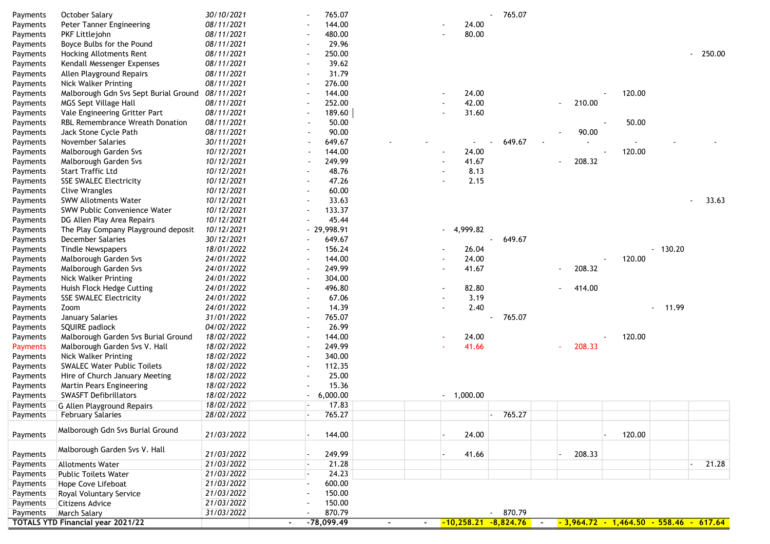| | | | | | | | | | | | | |
|---|---|---|---|---|---|---|---|---|---|---|---|---|
| Payments | October Salary | 30/10/2021 | - 765.07 | | | | - 765.07 | | | | | |
| Payments | Peter Tanner Engineering | 08/11/2021 | - 144.00 | | | - 24.00 | | | | | | |
| Payments | PKF Littlejohn | 08/11/2021 | - 480.00 | | | - 80.00 | | | | | | |
| Payments | Boyce Bulbs for the Pound | 08/11/2021 | - 29.96 | | | | | | | | | |
| Payments | Hocking Allotments Rent | 08/11/2021 | - 250.00 | | | | | | | | | - 250.00 |
| Payments | Kendall Messenger Expenses | 08/11/2021 | - 39.62 | | | | | | | | | |
| Payments | Allen Playground Repairs | 08/11/2021 | - 31.79 | | | | | | | | | |
| Payments | Nick Walker Printing | 08/11/2021 | - 276.00 | | | | | | | | | |
| Payments | Malborough Gdn Svs Sept Burial Ground | 08/11/2021 | - 144.00 | | | - 24.00 | | | | - 120.00 | | |
| Payments | MGS Sept Village Hall | 08/11/2021 | - 252.00 | | | - 42.00 | | | - 210.00 | | | |
| Payments | Vale Engineering Gritter Part | 08/11/2021 | - 189.60 | | | - 31.60 | | | | | | |
| Payments | RBL Remembrance Wreath Donation | 08/11/2021 | - 50.00 | | | | | | | - 50.00 | | |
| Payments | Jack Stone Cycle Path | 08/11/2021 | - 90.00 | | | | | | - 90.00 | | | |
| Payments | November Salaries | 30/11/2021 | - 649.67 | - | - | - | - 649.67 | - | - | - | - | - |
| Payments | Malborough Garden Svs | 10/12/2021 | - 144.00 | | | - 24.00 | | | | - 120.00 | | |
| Payments | Malborough Garden Svs | 10/12/2021 | - 249.99 | | | - 41.67 | | | - 208.32 | | | |
| Payments | Start Traffic Ltd | 10/12/2021 | - 48.76 | | | - 8.13 | | | | | | |
| Payments | SSE SWALEC Electricity | 10/12/2021 | - 47.26 | | | - 2.15 | | | | | | |
| Payments | Clive Wrangles | 10/12/2021 | - 60.00 | | | | | | | | | |
| Payments | SWW Allotments Water | 10/12/2021 | - 33.63 | | | | | | | | | - 33.63 |
| Payments | SWW Public Convenience Water | 10/12/2021 | - 133.37 | | | | | | | | | |
| Payments | DG Allen Play Area Repairs | 10/12/2021 | - 45.44 | | | | | | | | | |
| Payments | The Play Company Playground deposit | 10/12/2021 | - 29,998.91 | | | - 4,999.82 | | | | | | |
| Payments | December Salaries | 30/12/2021 | - 649.67 | | | | - 649.67 | | | | | |
| Payments | Tindle Newspapers | 18/01/2022 | - 156.24 | | | - 26.04 | | | | | - 130.20 | |
| Payments | Malborough Garden Svs | 24/01/2022 | - 144.00 | | | - 24.00 | | | | - 120.00 | | |
| Payments | Malborough Garden Svs | 24/01/2022 | - 249.99 | | | - 41.67 | | | - 208.32 | | | |
| Payments | Nick Walker Printing | 24/01/2022 | - 304.00 | | | | | | | | | |
| Payments | Huish Flock Hedge Cutting | 24/01/2022 | - 496.80 | | | - 82.80 | | | - 414.00 | | | |
| Payments | SSE SWALEC Electricity | 24/01/2022 | - 67.06 | | | - 3.19 | | | | | | |
| Payments | Zoom | 24/01/2022 | - 14.39 | | | - 2.40 | | | | | - 11.99 | |
| Payments | January Salaries | 31/01/2022 | - 765.07 | | | | - 765.07 | | | | | |
| Payments | SQUIRE padlock | 04/02/2022 | - 26.99 | | | | | | | | | |
| Payments | Malborough Garden Svs Burial Ground | 18/02/2022 | - 144.00 | | | - 24.00 | | | | - 120.00 | | |
| Payments | Malborough Garden Svs V. Hall | 18/02/2022 | - 249.99 | | | - 41.66 | | | - 208.33 | | | |
| Payments | Nick Walker Printing | 18/02/2022 | - 340.00 | | | | | | | | | |
| Payments | SWALEC Water Public Toilets | 18/02/2022 | - 112.35 | | | | | | | | | |
| Payments | Hire of Church January Meeting | 18/02/2022 | - 25.00 | | | | | | | | | |
| Payments | Martin Pears Engineering | 18/02/2022 | - 15.36 | | | | | | | | | |
| Payments | SWASFT Defibrillators | 18/02/2022 | - 6,000.00 | | | - 1,000.00 | | | | | | |
| Payments | G Allen Playground Repairs | 18/02/2022 | - 17.83 | | | | | | | | | |
| Payments | February Salaries | 28/02/2022 | - 765.27 | | | | - 765.27 | | | | | |
| Payments | Malborough Gdn Svs Burial Ground | 21/03/2022 | - 144.00 | | | - 24.00 | | | | - 120.00 | | |
| Payments | Malborough Gdn Svs V. Hall | 21/03/2022 | - 249.99 | | | - 41.66 | | | - 208.33 | | | |
| Payments | Allotments Water | 21/03/2022 | - 21.28 | | | | | | | | | - 21.28 |
| Payments | Public Toilets Water | 21/03/2022 | - 24.23 | | | | | | | | | |
| Payments | Hope Cove Lifeboat | 21/03/2022 | - 600.00 | | | | | | | | | |
| Payments | Royal Voluntary Service | 21/03/2022 | - 150.00 | | | | | | | | | |
| Payments | Citizens Advice | 21/03/2022 | - 150.00 | | | | | | | | | |
| Payments | March Salary | 31/03/2022 | - 870.79 | | | | - 870.79 | | | | | |
| **TOTALS YTD Financial year 2021/22** | | - | **-78,099.49** | - | - | **-10,258.21** | **-8,824.76** | - | **- 3,964.72** | **- 1,464.50** | **- 558.46** | **- 617.64** |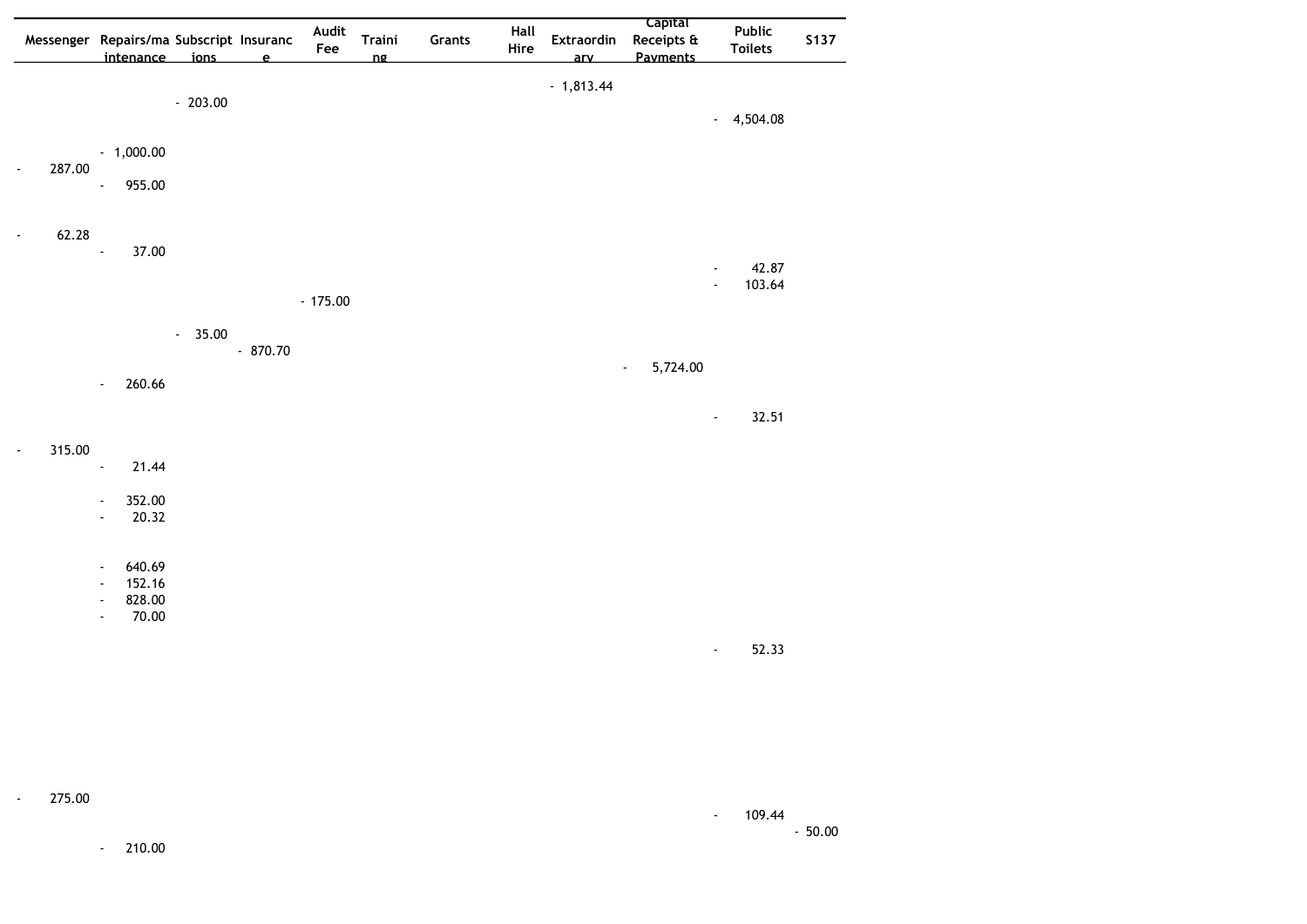| Messenger | Repairs/maintenance | Subscriptions | Insurance | Audit Fee | Training | Grants | Hall Hire | Extraordinary | Capital Receipts & Payments | Public Toilets | S137 |
|---|---|---|---|---|---|---|---|---|---|---|---|
| | | | | | | | | - 1,813.44 | | | |
| | | - 203.00 | | | | | | | | | |
| | | | | | | | | | | - 4,504.08 | |
| | - 1,000.00 | | | | | | | | | | |
| - 287.00 | | | | | | | | | | | |
| | - 955.00 | | | | | | | | | | |
| - 62.28 | | | | | | | | | | | |
| | - 37.00 | | | | | | | | | | |
| | | | | | | | | | | - 42.87 | |
| | | | | | | | | | | - 103.64 | |
| | | | | - 175.00 | | | | | | | |
| | | - 35.00 | | | | | | | | | |
| | | | - 870.70 | | | | | | | | |
| | | | | | | | | | - 5,724.00 | | |
| | - 260.66 | | | | | | | | | | |
| | | | | | | | | | | - 32.51 | |
| - 315.00 | | | | | | | | | | | |
| | - 21.44 | | | | | | | | | | |
| | - 352.00 | | | | | | | | | | |
| | - 20.32 | | | | | | | | | | |
| | - 640.69 | | | | | | | | | | |
| | - 152.16 | | | | | | | | | | |
| | - 828.00 | | | | | | | | | | |
| | - 70.00 | | | | | | | | | | |
| | | | | | | | | | | - 52.33 | |
| - 275.00 | | | | | | | | | | | |
| | | | | | | | | | | - 109.44 | |
| | | | | | | | | | | | - 50.00 |
| | - 210.00 | | | | | | | | | | |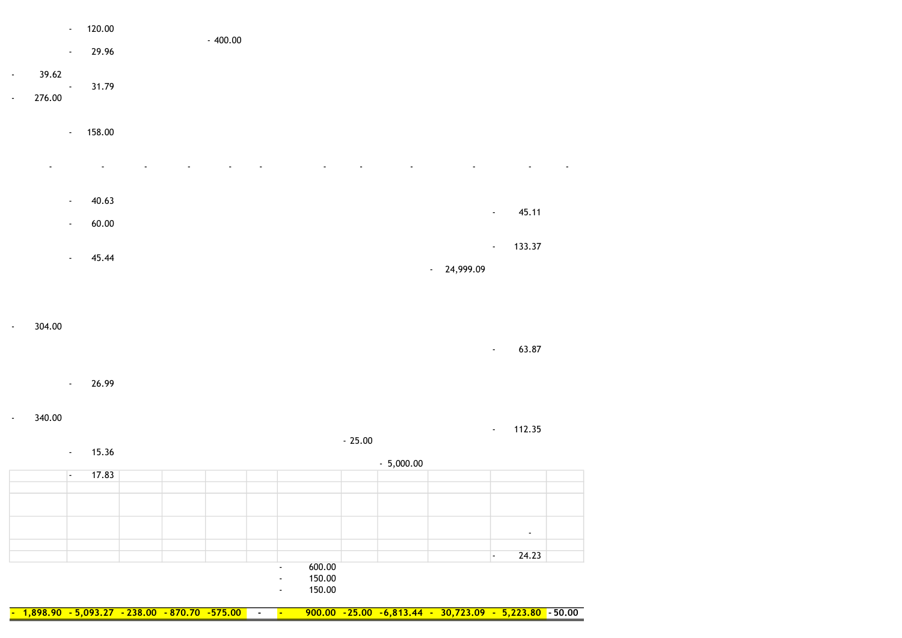| | | | | | | | | | | | |
|---|---|---|---|---|---|---|---|---|---|---|---|
| | - 120.00 | | | | | | | | | | |
| | | | | - 400.00 | | | | | | | |
| | - 29.96 | | | | | | | | | | |
| - 39.62 | | | | | | | | | | | |
| | - 31.79 | | | | | | | | | | |
| - 276.00 | | | | | | | | | | | |
| | - 158.00 | | | | | | | | | | |
| - | - | - | - | - | - | - | - | - | - | - | - |
| | - 40.63 | | | | | | | | | | |
| | | | | | | | | | | - 45.11 | |
| | - 60.00 | | | | | | | | | | |
| | | | | | | | | | | - 133.37 | |
| | - 45.44 | | | | | | | | | | |
| | | | | | | | | | - 24,999.09 | | |
| - 304.00 | | | | | | | | | | | |
| | | | | | | | | | | - 63.87 | |
| | - 26.99 | | | | | | | | | | |
| - 340.00 | | | | | | | | | | | |
| | | | | | | | | | | - 112.35 | |
| | | | | | | | - 25.00 | | | | |
| | - 15.36 | | | | | | | | | | |
| | | | | | | | | - 5,000.00 | | | |
| | - 17.83 | | | | | | | | | | |
| | | | | | | | | | | - | |
| | | | | | | | | | | - 24.23 | |
| | | | | | | - 600.00 | | | | | |
| | | | | | | - 150.00 | | | | | |
| | | | | | | - 150.00 | | | | | |
| **- 1,898.90** | **- 5,093.27** | **- 238.00** | **- 870.70** | **-575.00** | **-** | **- 900.00** | **-25.00** | **-6,813.44** | **- 30,723.09** | **- 5,223.80** | **-50.00** |